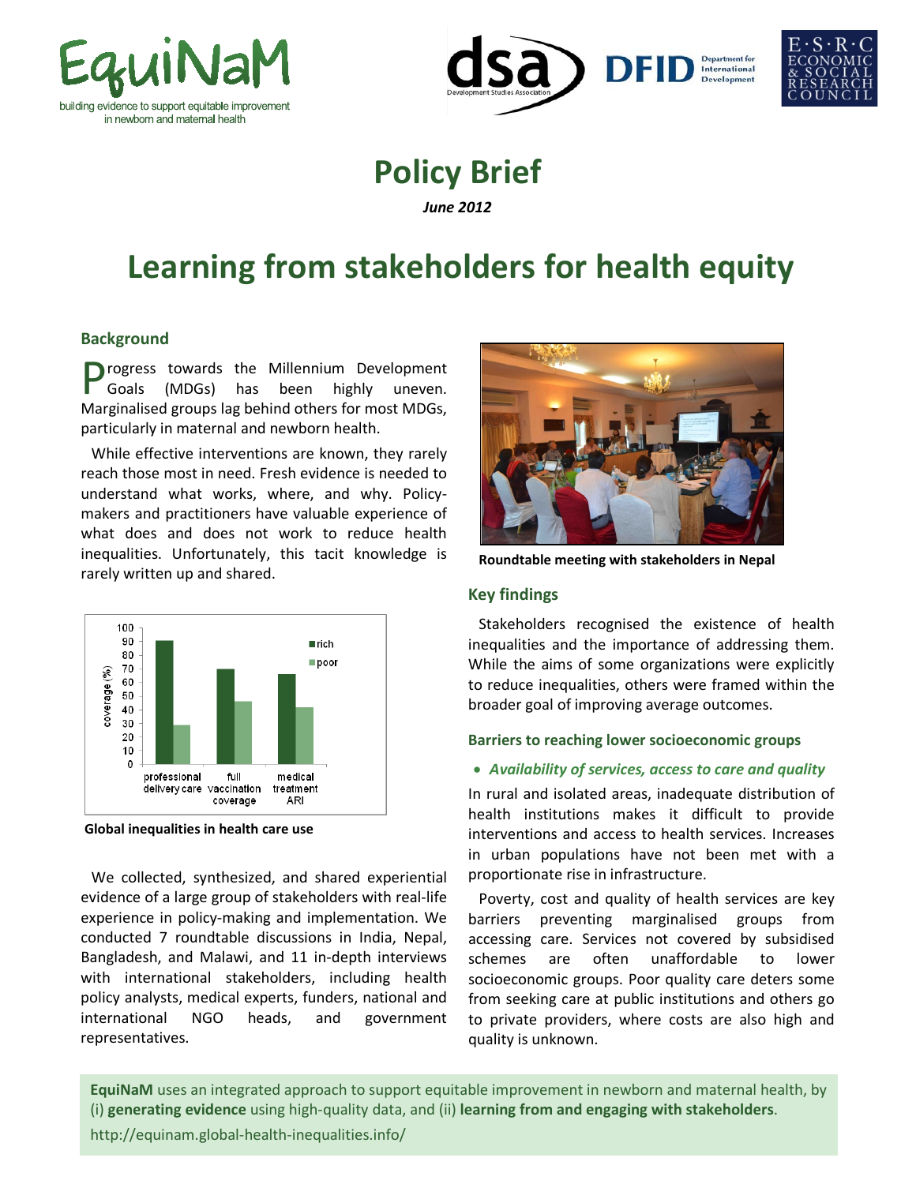EquiNaM

building evidence to support equitable improvement in newborn and maternal health

# Policy Brief

*June 2012*

# Learning from stakeholders for health equity

## Background

Progress towards the Millennium Development Goals (MDGs) has been highly uneven. Marginalised groups lag behind others for most MDGs, particularly in maternal and newborn health.

While effective interventions are known, they rarely reach those most in need. Fresh evidence is needed to understand what works, where, and why. Policy-makers and practitioners have valuable experience of what does and does not work to reduce health inequalities. Unfortunately, this tacit knowledge is rarely written up and shared.

**Global inequalities in health care use**

We collected, synthesized, and shared experiential evidence of a large group of stakeholders with real-life experience in policy-making and implementation. We conducted 7 roundtable discussions in India, Nepal, Bangladesh, and Malawi, and 11 in-depth interviews with international stakeholders, including health policy analysts, medical experts, funders, national and international NGO heads, and government representatives.

**Roundtable meeting with stakeholders in Nepal**

## Key findings

Stakeholders recognised the existence of health inequalities and the importance of addressing them. While the aims of some organizations were explicitly to reduce inequalities, others were framed within the broader goal of improving average outcomes.

### Barriers to reaching lower socioeconomic groups

- ***Availability of services, access to care and quality***

In rural and isolated areas, inadequate distribution of health institutions makes it difficult to provide interventions and access to health services. Increases in urban populations have not been met with a proportionate rise in infrastructure.

Poverty, cost and quality of health services are key barriers preventing marginalised groups from accessing care. Services not covered by subsidised schemes are often unaffordable to lower socioeconomic groups. Poor quality care deters some from seeking care at public institutions and others go to private providers, where costs are also high and quality is unknown.

**EquiNaM** uses an integrated approach to support equitable improvement in newborn and maternal health, by (i) **generating evidence** using high-quality data, and (ii) **learning from and engaging with stakeholders**.

http://equinam.global-health-inequalities.info/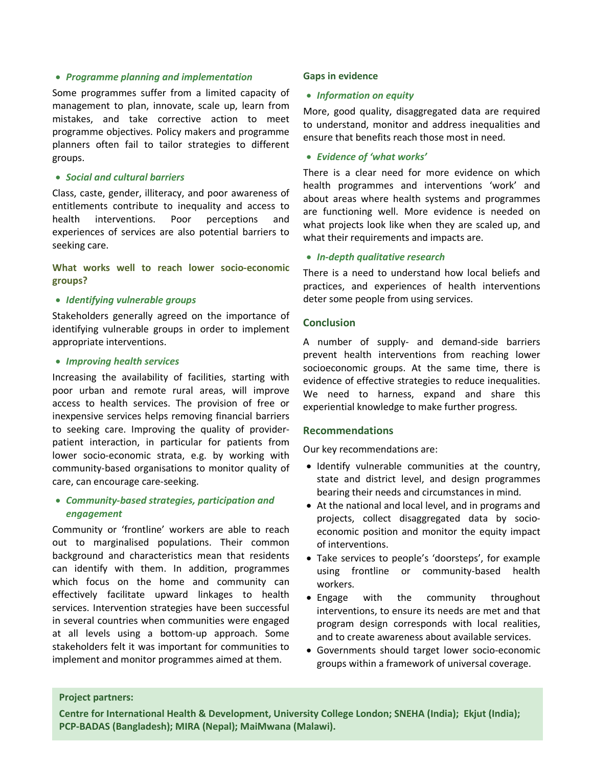- ***Programme planning and implementation***

Some programmes suffer from a limited capacity of management to plan, innovate, scale up, learn from mistakes, and take corrective action to meet programme objectives. Policy makers and programme planners often fail to tailor strategies to different groups.

- ***Social and cultural barriers***

Class, caste, gender, illiteracy, and poor awareness of entitlements contribute to inequality and access to health interventions. Poor perceptions and experiences of services are also potential barriers to seeking care.

### What works well to reach lower socio-economic groups?

- ***Identifying vulnerable groups***

Stakeholders generally agreed on the importance of identifying vulnerable groups in order to implement appropriate interventions.

- ***Improving health services***

Increasing the availability of facilities, starting with poor urban and remote rural areas, will improve access to health services. The provision of free or inexpensive services helps removing financial barriers to seeking care. Improving the quality of provider-patient interaction, in particular for patients from lower socio-economic strata, e.g. by working with community-based organisations to monitor quality of care, can encourage care-seeking.

- ***Community-based strategies, participation and engagement***

Community or 'frontline' workers are able to reach out to marginalised populations. Their common background and characteristics mean that residents can identify with them. In addition, programmes which focus on the home and community can effectively facilitate upward linkages to health services. Intervention strategies have been successful in several countries when communities were engaged at all levels using a bottom-up approach. Some stakeholders felt it was important for communities to implement and monitor programmes aimed at them.

### Gaps in evidence

- ***Information on equity***

More, good quality, disaggregated data are required to understand, monitor and address inequalities and ensure that benefits reach those most in need.

- ***Evidence of 'what works'***

There is a clear need for more evidence on which health programmes and interventions 'work' and about areas where health systems and programmes are functioning well. More evidence is needed on what projects look like when they are scaled up, and what their requirements and impacts are.

- ***In-depth qualitative research***

There is a need to understand how local beliefs and practices, and experiences of health interventions deter some people from using services.

## Conclusion

A number of supply- and demand-side barriers prevent health interventions from reaching lower socioeconomic groups. At the same time, there is evidence of effective strategies to reduce inequalities. We need to harness, expand and share this experiential knowledge to make further progress.

## Recommendations

Our key recommendations are:

- Identify vulnerable communities at the country, state and district level, and design programmes bearing their needs and circumstances in mind.
- At the national and local level, and in programs and projects, collect disaggregated data by socio-economic position and monitor the equity impact of interventions.
- Take services to people's 'doorsteps', for example using frontline or community-based health workers.
- Engage with the community throughout interventions, to ensure its needs are met and that program design corresponds with local realities, and to create awareness about available services.
- Governments should target lower socio-economic groups within a framework of universal coverage.

**Project partners:**

**Centre for International Health & Development, University College London; SNEHA (India); Ekjut (India); PCP-BADAS (Bangladesh); MIRA (Nepal); MaiMwana (Malawi).**